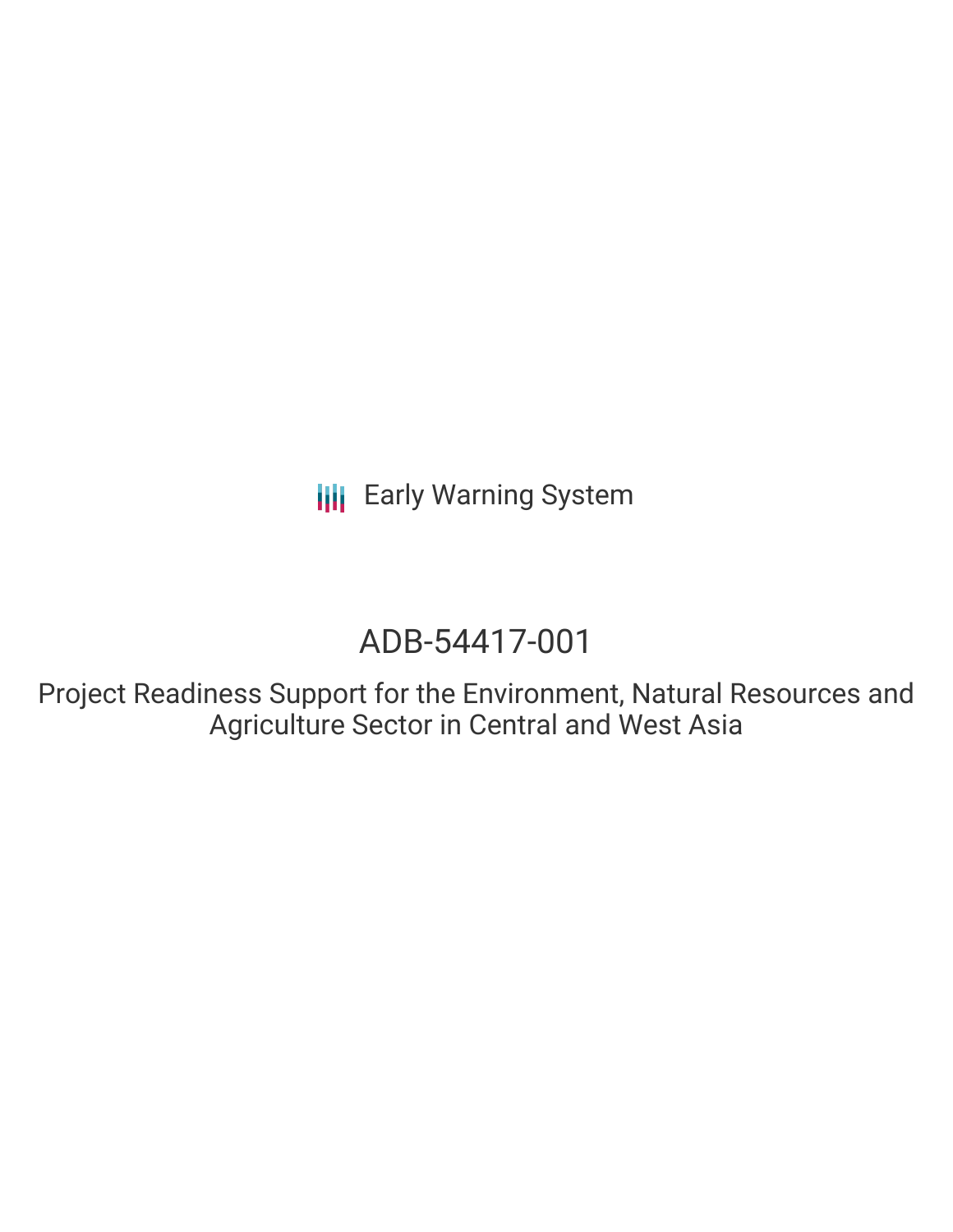Early Warning System

# ADB-54417-001

## Project Readiness Support for the Environment, Natural Resources and Agriculture Sector in Central and West Asia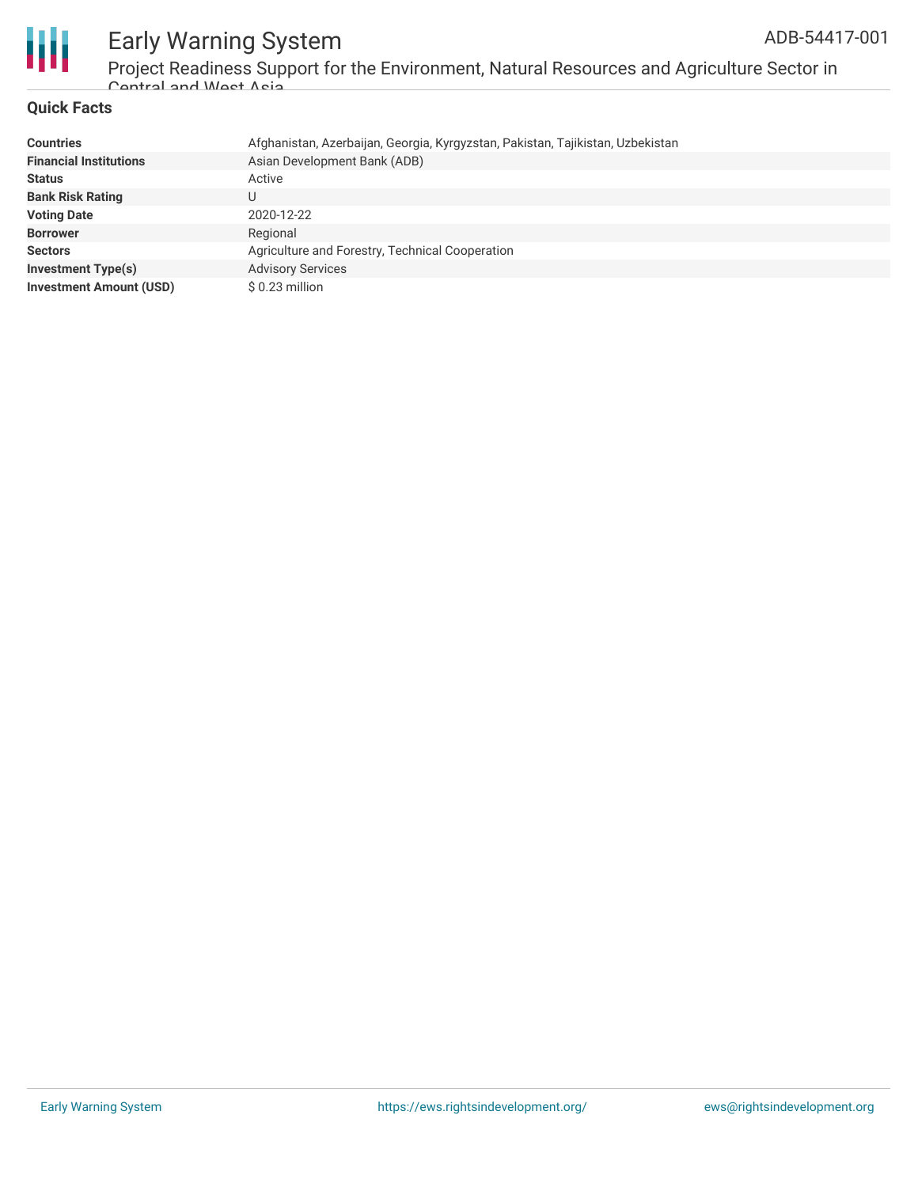## Quick Facts

| | |
|---|---|
| **Countries** | Afghanistan, Azerbaijan, Georgia, Kyrgyzstan, Pakistan, Tajikistan, Uzbekistan |
| **Financial Institutions** | Asian Development Bank (ADB) |
| **Status** | Active |
| **Bank Risk Rating** | U |
| **Voting Date** | 2020-12-22 |
| **Borrower** | Regional |
| **Sectors** | Agriculture and Forestry, Technical Cooperation |
| **Investment Type(s)** | Advisory Services |
| **Investment Amount (USD)** | $ 0.23 million |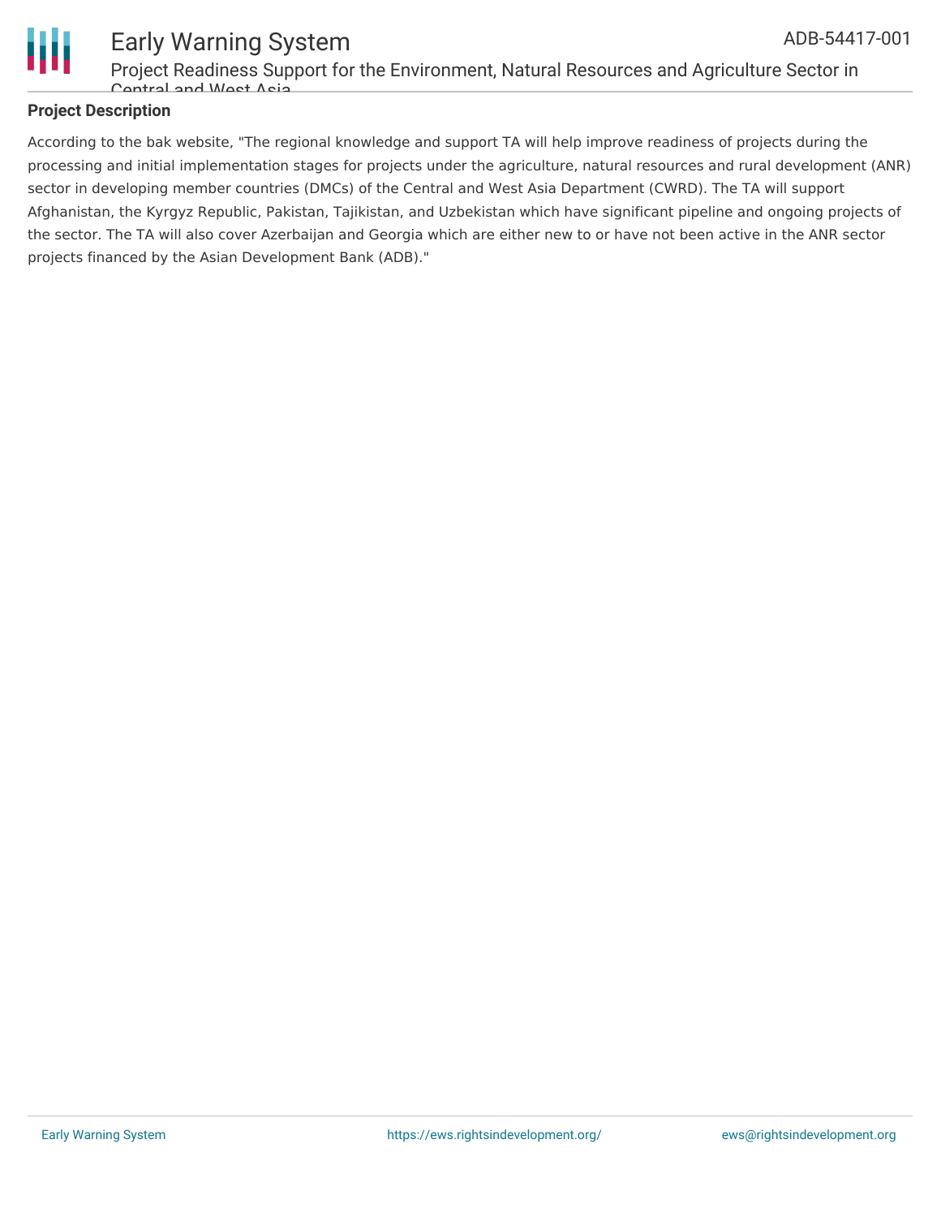## Project Description

According to the bak website, "The regional knowledge and support TA will help improve readiness of projects during the processing and initial implementation stages for projects under the agriculture, natural resources and rural development (ANR) sector in developing member countries (DMCs) of the Central and West Asia Department (CWRD). The TA will support Afghanistan, the Kyrgyz Republic, Pakistan, Tajikistan, and Uzbekistan which have significant pipeline and ongoing projects of the sector. The TA will also cover Azerbaijan and Georgia which are either new to or have not been active in the ANR sector projects financed by the Asian Development Bank (ADB)."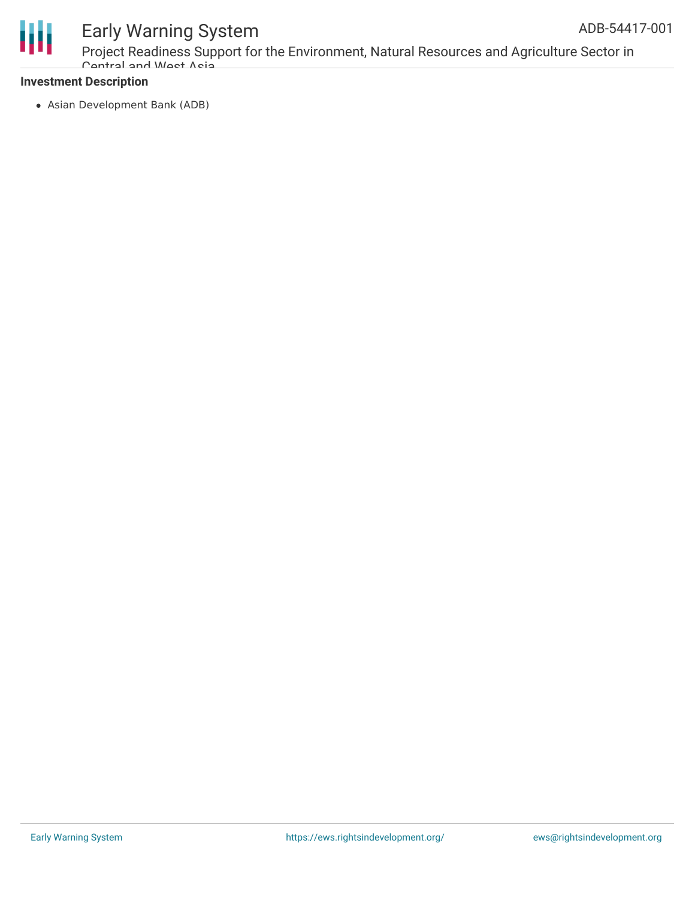### Investment Description

- Asian Development Bank (ADB)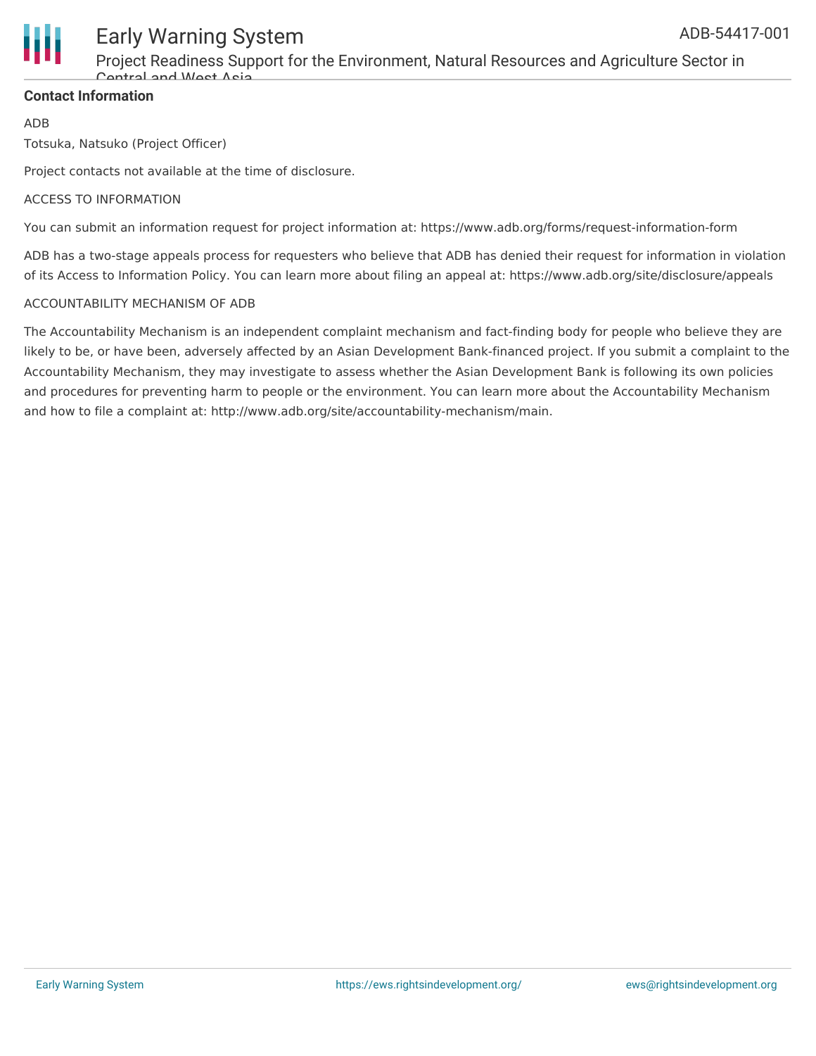**Contact Information**

ADB

Totsuka, Natsuko (Project Officer)

Project contacts not available at the time of disclosure.

ACCESS TO INFORMATION

You can submit an information request for project information at: https://www.adb.org/forms/request-information-form

ADB has a two-stage appeals process for requesters who believe that ADB has denied their request for information in violation of its Access to Information Policy. You can learn more about filing an appeal at: https://www.adb.org/site/disclosure/appeals

ACCOUNTABILITY MECHANISM OF ADB

The Accountability Mechanism is an independent complaint mechanism and fact-finding body for people who believe they are likely to be, or have been, adversely affected by an Asian Development Bank-financed project. If you submit a complaint to the Accountability Mechanism, they may investigate to assess whether the Asian Development Bank is following its own policies and procedures for preventing harm to people or the environment. You can learn more about the Accountability Mechanism and how to file a complaint at: http://www.adb.org/site/accountability-mechanism/main.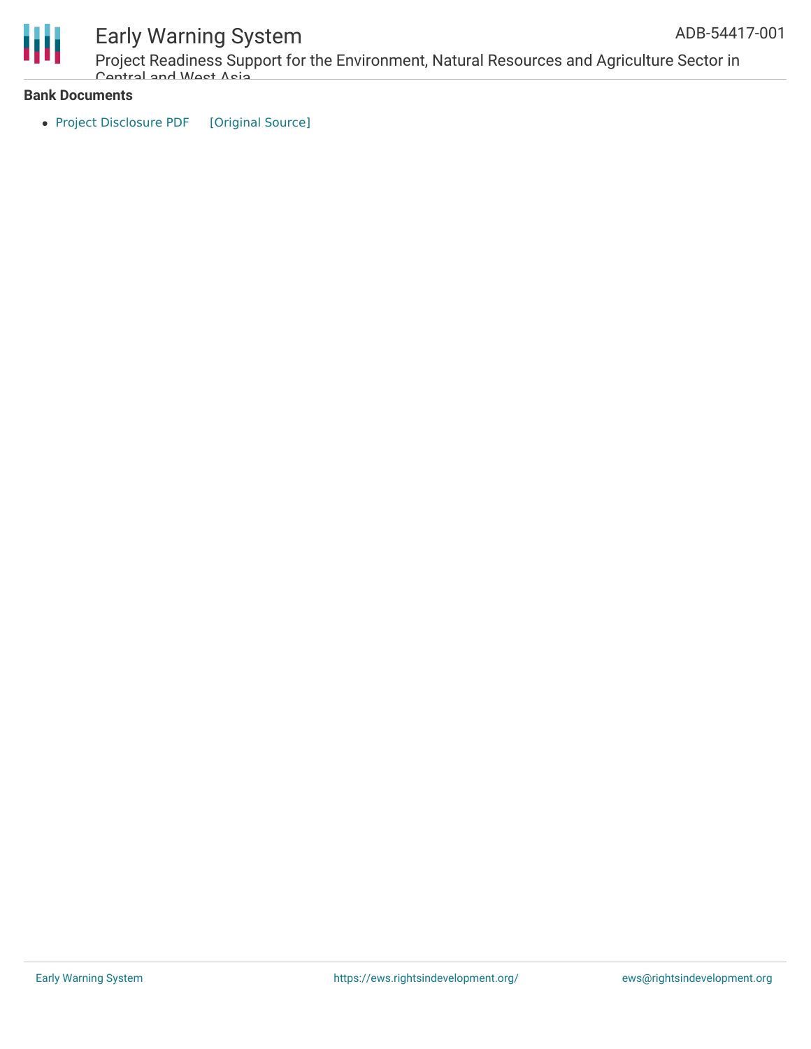**Bank Documents**

- Project Disclosure PDF [Original Source]